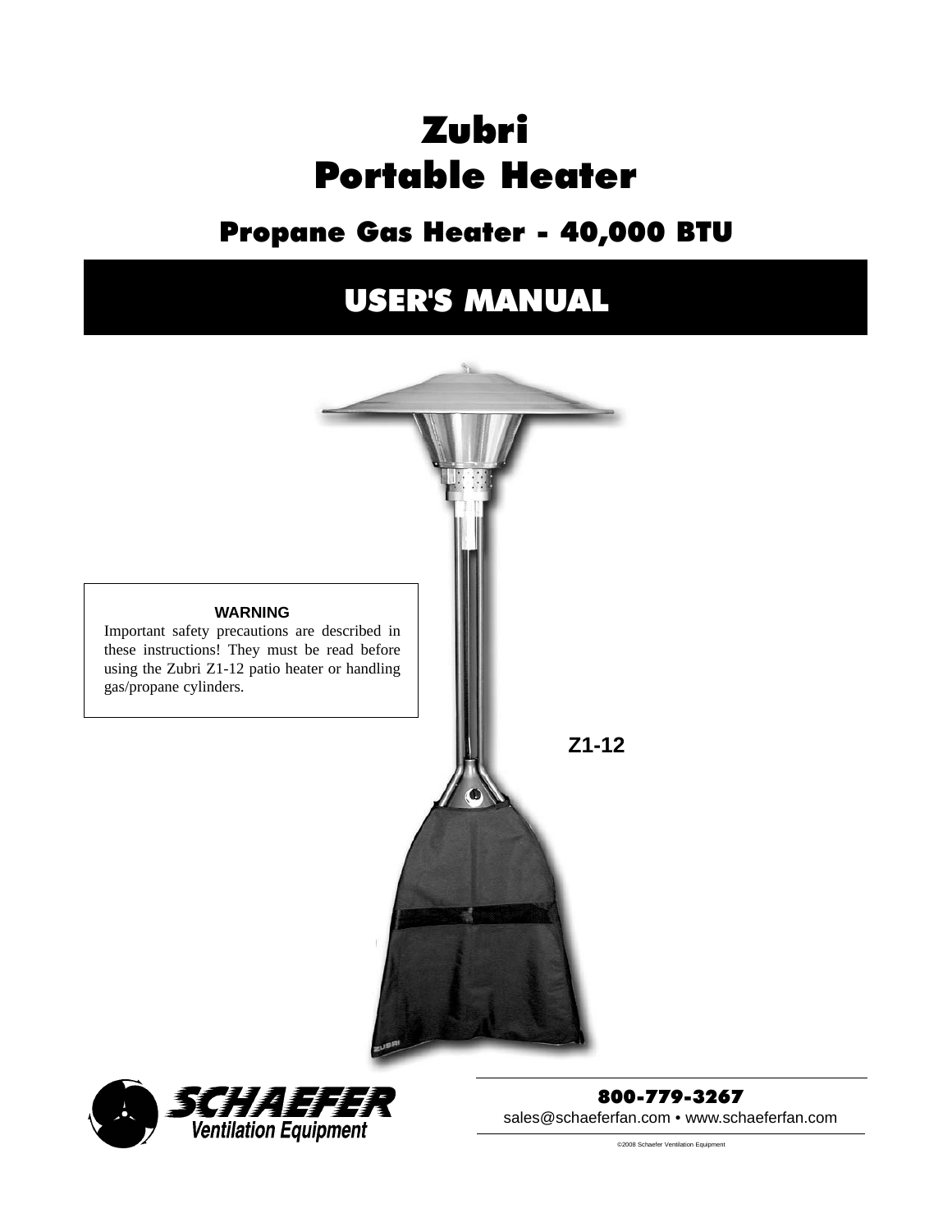# Zubri
# Portable Heater

## Propane Gas Heater - 40,000 BTU

## USER'S MANUAL

**WARNING**

Important safety precautions are described in these instructions! They must be read before using the Zubri Z1-12 patio heater or handling gas/propane cylinders.

**Z1-12**

SCHAEFER
Ventilation Equipment

**800-779-3267**

sales@schaeferfan.com • www.schaeferfan.com

©2008 Schaefer Ventilation Equipment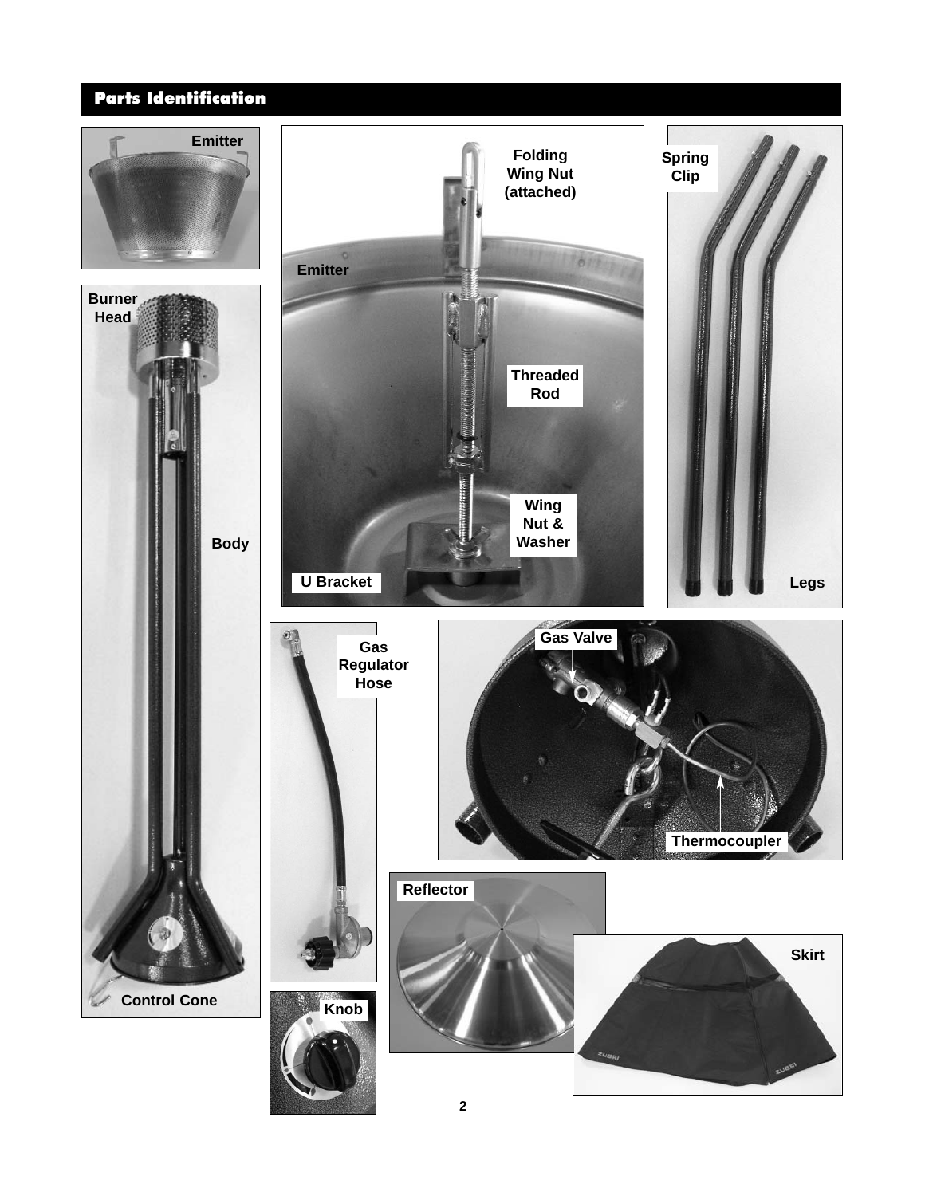## Parts Identification

Emitter

Folding Wing Nut (attached)

Spring Clip

Emitter

Threaded Rod

Wing Nut & Washer

U Bracket

Legs

Burner Head

Body

Control Cone

Gas Regulator Hose

Gas Valve

Thermocoupler

Reflector

Skirt

Knob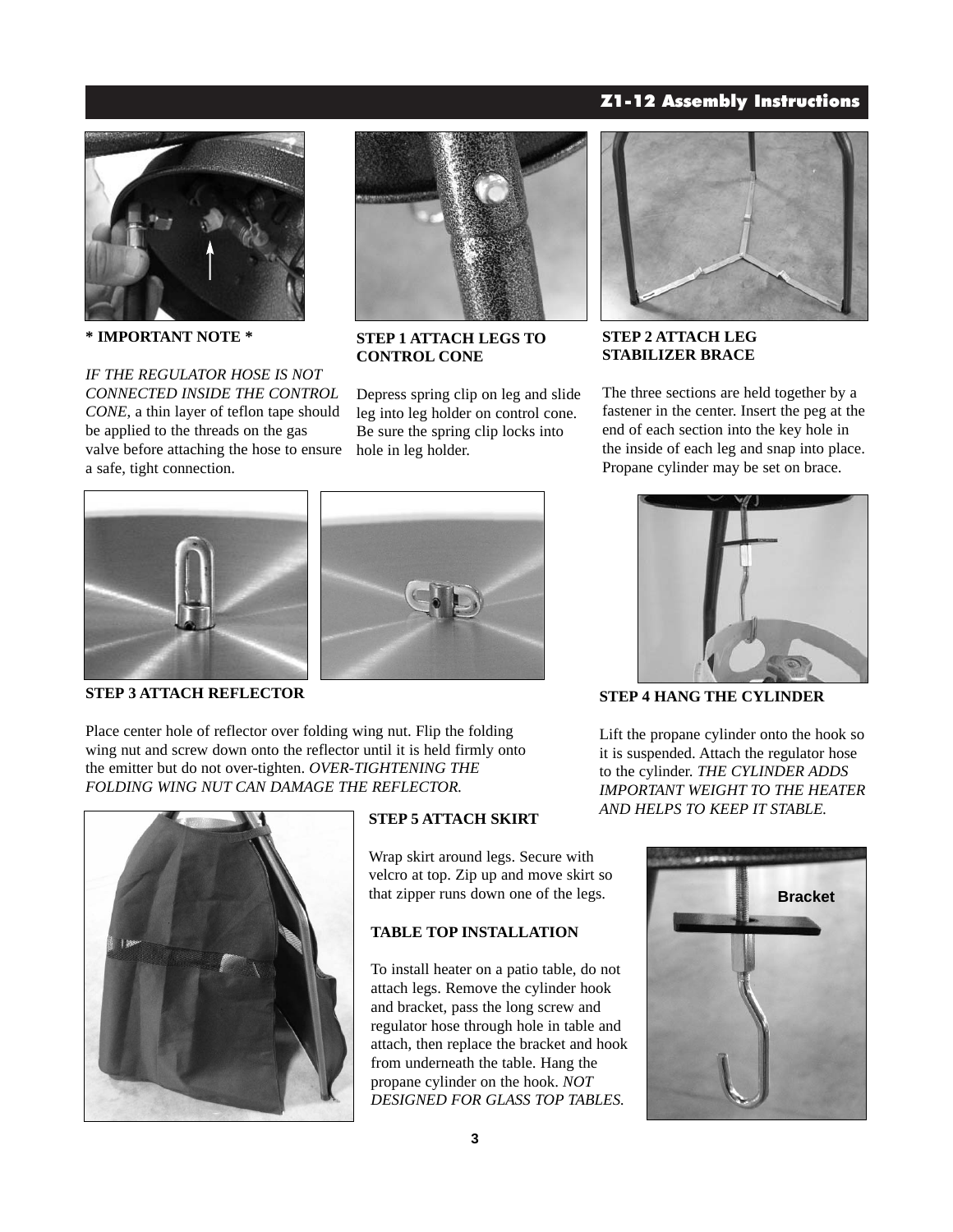## Z1-12 Assembly Instructions

**\* IMPORTANT NOTE \***

*IF THE REGULATOR HOSE IS NOT CONNECTED INSIDE THE CONTROL CONE*, a thin layer of teflon tape should be applied to the threads on the gas valve before attaching the hose to ensure a safe, tight connection.

**STEP 1 ATTACH LEGS TO CONTROL CONE**

Depress spring clip on leg and slide leg into leg holder on control cone. Be sure the spring clip locks into hole in leg holder.

**STEP 2 ATTACH LEG STABILIZER BRACE**

The three sections are held together by a fastener in the center. Insert the peg at the end of each section into the key hole in the inside of each leg and snap into place. Propane cylinder may be set on brace.

**STEP 3 ATTACH REFLECTOR**

Place center hole of reflector over folding wing nut. Flip the folding wing nut and screw down onto the reflector until it is held firmly onto the emitter but do not over-tighten. *OVER-TIGHTENING THE FOLDING WING NUT CAN DAMAGE THE REFLECTOR.*

**STEP 4 HANG THE CYLINDER**

Lift the propane cylinder onto the hook so it is suspended. Attach the regulator hose to the cylinder. *THE CYLINDER ADDS IMPORTANT WEIGHT TO THE HEATER AND HELPS TO KEEP IT STABLE.*

**STEP 5 ATTACH SKIRT**

Wrap skirt around legs. Secure with velcro at top. Zip up and move skirt so that zipper runs down one of the legs.

**TABLE TOP INSTALLATION**

To install heater on a patio table, do not attach legs. Remove the cylinder hook and bracket, pass the long screw and regulator hose through hole in table and attach, then replace the bracket and hook from underneath the table. Hang the propane cylinder on the hook. *NOT DESIGNED FOR GLASS TOP TABLES.*

Bracket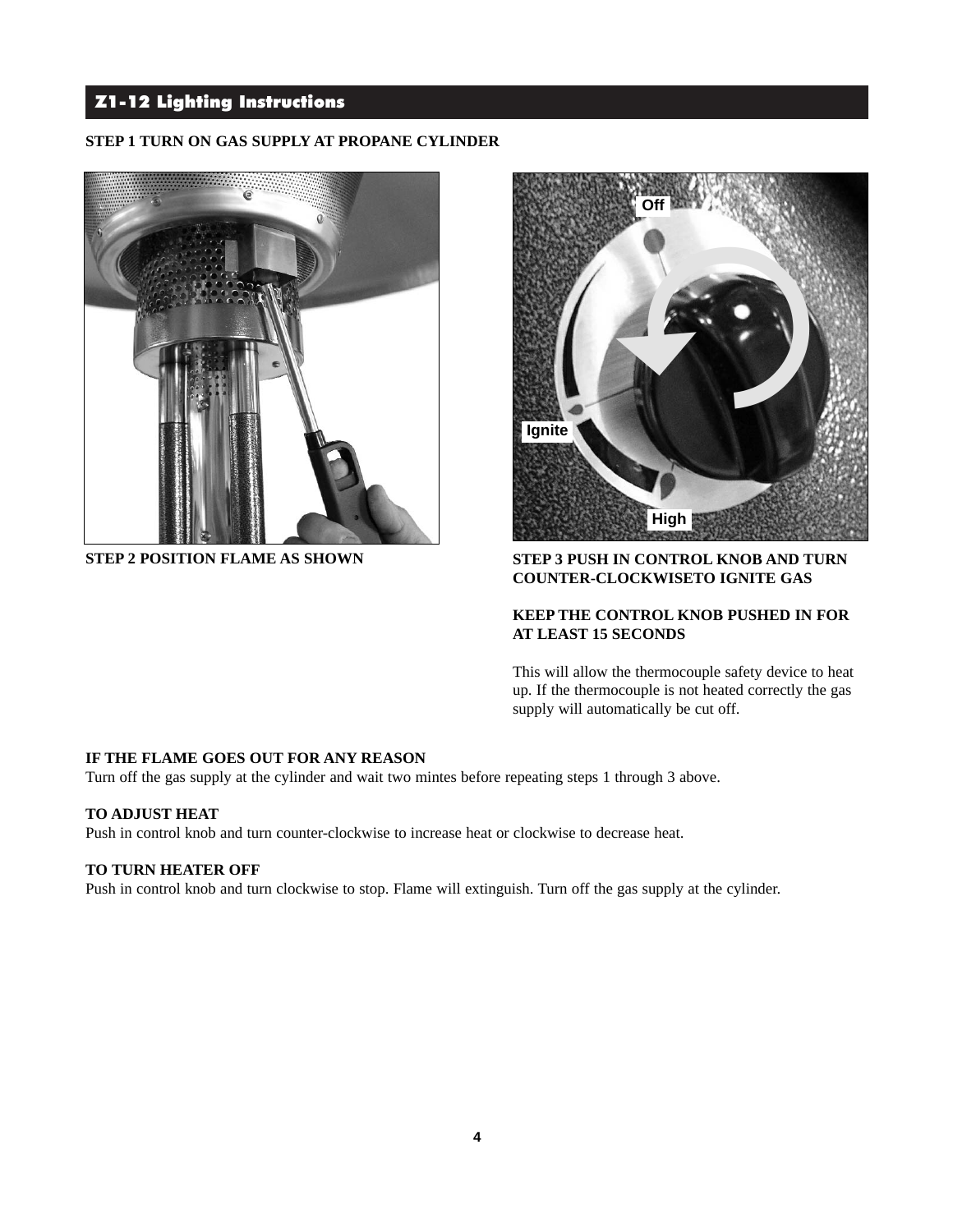## Z1-12 Lighting Instructions

**STEP 1 TURN ON GAS SUPPLY AT PROPANE CYLINDER**

**STEP 2 POSITION FLAME AS SHOWN**

**STEP 3 PUSH IN CONTROL KNOB AND TURN COUNTER-CLOCKWISETO IGNITE GAS**

**KEEP THE CONTROL KNOB PUSHED IN FOR AT LEAST 15 SECONDS**

This will allow the thermocouple safety device to heat up. If the thermocouple is not heated correctly the gas supply will automatically be cut off.

**IF THE FLAME GOES OUT FOR ANY REASON**
Turn off the gas supply at the cylinder and wait two mintes before repeating steps 1 through 3 above.

**TO ADJUST HEAT**
Push in control knob and turn counter-clockwise to increase heat or clockwise to decrease heat.

**TO TURN HEATER OFF**
Push in control knob and turn clockwise to stop. Flame will extinguish. Turn off the gas supply at the cylinder.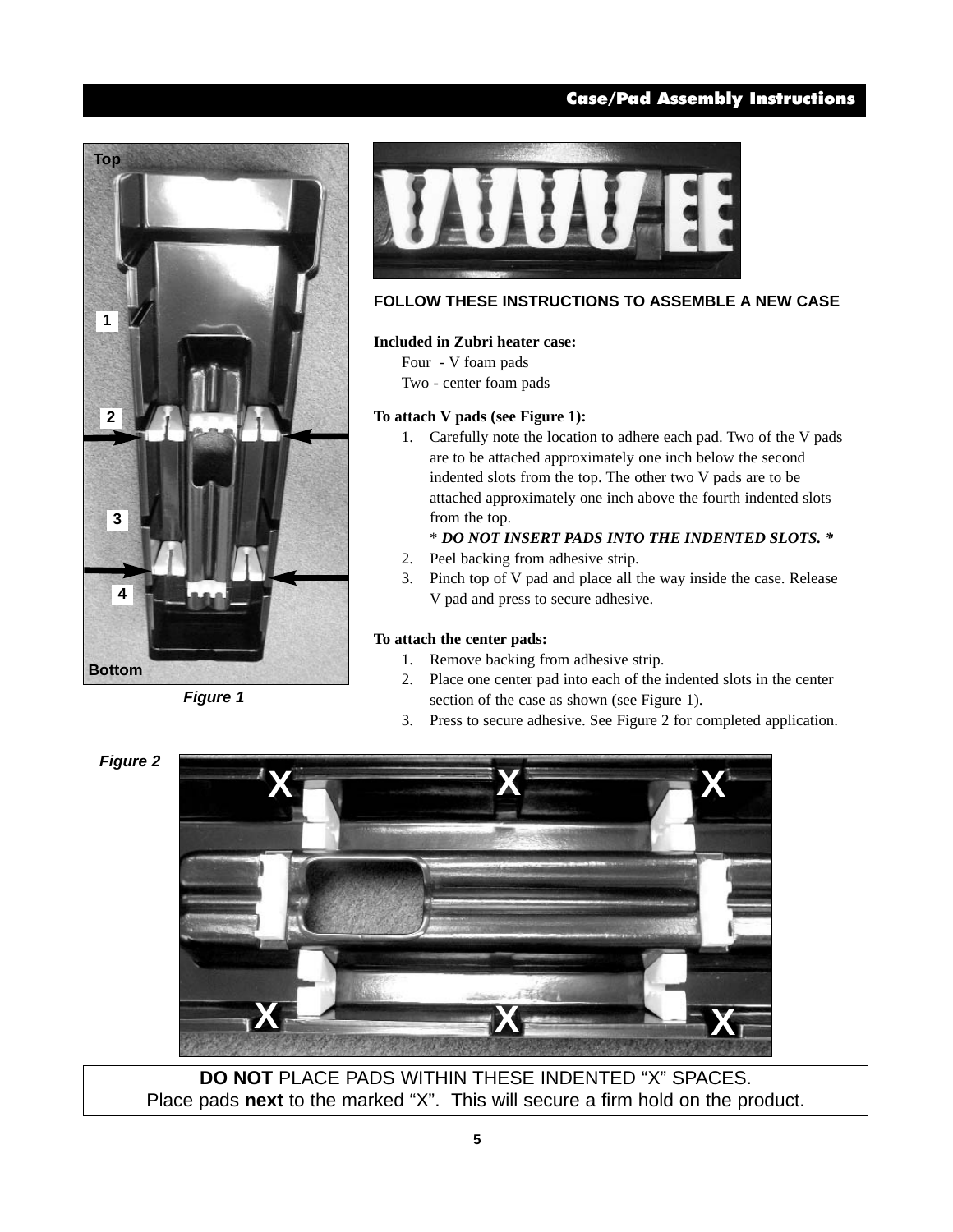## Case/Pad Assembly Instructions

Figure 1

### FOLLOW THESE INSTRUCTIONS TO ASSEMBLE A NEW CASE

**Included in Zubri heater case:**

Four - V foam pads
Two - center foam pads

**To attach V pads (see Figure 1):**

1. Carefully note the location to adhere each pad. Two of the V pads are to be attached approximately one inch below the second indented slots from the top. The other two V pads are to be attached approximately one inch above the fourth indented slots from the top.
   \* ***DO NOT INSERT PADS INTO THE INDENTED SLOTS. \****
2. Peel backing from adhesive strip.
3. Pinch top of V pad and place all the way inside the case. Release V pad and press to secure adhesive.

**To attach the center pads:**

1. Remove backing from adhesive strip.
2. Place one center pad into each of the indented slots in the center section of the case as shown (see Figure 1).
3. Press to secure adhesive. See Figure 2 for completed application.

Figure 2

**DO NOT** PLACE PADS WITHIN THESE INDENTED “X” SPACES.
Place pads **next** to the marked “X”. This will secure a firm hold on the product.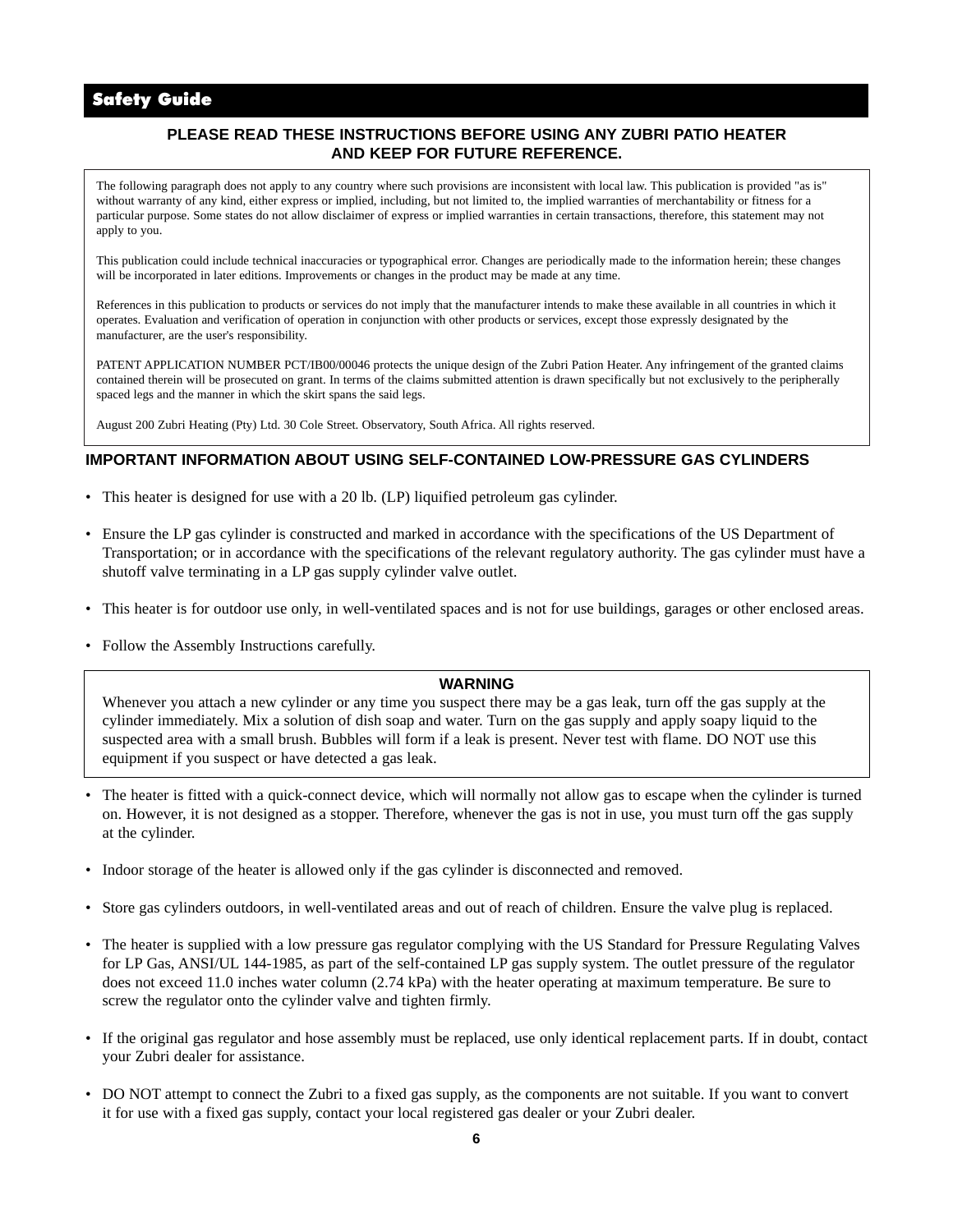## Safety Guide

**PLEASE READ THESE INSTRUCTIONS BEFORE USING ANY ZUBRI PATIO HEATER AND KEEP FOR FUTURE REFERENCE.**

The following paragraph does not apply to any country where such provisions are inconsistent with local law. This publication is provided "as is" without warranty of any kind, either express or implied, including, but not limited to, the implied warranties of merchantability or fitness for a particular purpose. Some states do not allow disclaimer of express or implied warranties in certain transactions, therefore, this statement may not apply to you.

This publication could include technical inaccuracies or typographical error. Changes are periodically made to the information herein; these changes will be incorporated in later editions. Improvements or changes in the product may be made at any time.

References in this publication to products or services do not imply that the manufacturer intends to make these available in all countries in which it operates. Evaluation and verification of operation in conjunction with other products or services, except those expressly designated by the manufacturer, are the user's responsibility.

PATENT APPLICATION NUMBER PCT/IB00/00046 protects the unique design of the Zubri Pation Heater. Any infringement of the granted claims contained therein will be prosecuted on grant. In terms of the claims submitted attention is drawn specifically but not exclusively to the peripherally spaced legs and the manner in which the skirt spans the said legs.

August 200 Zubri Heating (Pty) Ltd. 30 Cole Street. Observatory, South Africa. All rights reserved.

### IMPORTANT INFORMATION ABOUT USING SELF-CONTAINED LOW-PRESSURE GAS CYLINDERS

- This heater is designed for use with a 20 lb. (LP) liquified petroleum gas cylinder.
- Ensure the LP gas cylinder is constructed and marked in accordance with the specifications of the US Department of Transportation; or in accordance with the specifications of the relevant regulatory authority. The gas cylinder must have a shutoff valve terminating in a LP gas supply cylinder valve outlet.
- This heater is for outdoor use only, in well-ventilated spaces and is not for use buildings, garages or other enclosed areas.
- Follow the Assembly Instructions carefully.

**WARNING**

Whenever you attach a new cylinder or any time you suspect there may be a gas leak, turn off the gas supply at the cylinder immediately. Mix a solution of dish soap and water. Turn on the gas supply and apply soapy liquid to the suspected area with a small brush. Bubbles will form if a leak is present. Never test with flame. DO NOT use this equipment if you suspect or have detected a gas leak.

- The heater is fitted with a quick-connect device, which will normally not allow gas to escape when the cylinder is turned on. However, it is not designed as a stopper. Therefore, whenever the gas is not in use, you must turn off the gas supply at the cylinder.
- Indoor storage of the heater is allowed only if the gas cylinder is disconnected and removed.
- Store gas cylinders outdoors, in well-ventilated areas and out of reach of children. Ensure the valve plug is replaced.
- The heater is supplied with a low pressure gas regulator complying with the US Standard for Pressure Regulating Valves for LP Gas, ANSI/UL 144-1985, as part of the self-contained LP gas supply system. The outlet pressure of the regulator does not exceed 11.0 inches water column (2.74 kPa) with the heater operating at maximum temperature. Be sure to screw the regulator onto the cylinder valve and tighten firmly.
- If the original gas regulator and hose assembly must be replaced, use only identical replacement parts. If in doubt, contact your Zubri dealer for assistance.
- DO NOT attempt to connect the Zubri to a fixed gas supply, as the components are not suitable. If you want to convert it for use with a fixed gas supply, contact your local registered gas dealer or your Zubri dealer.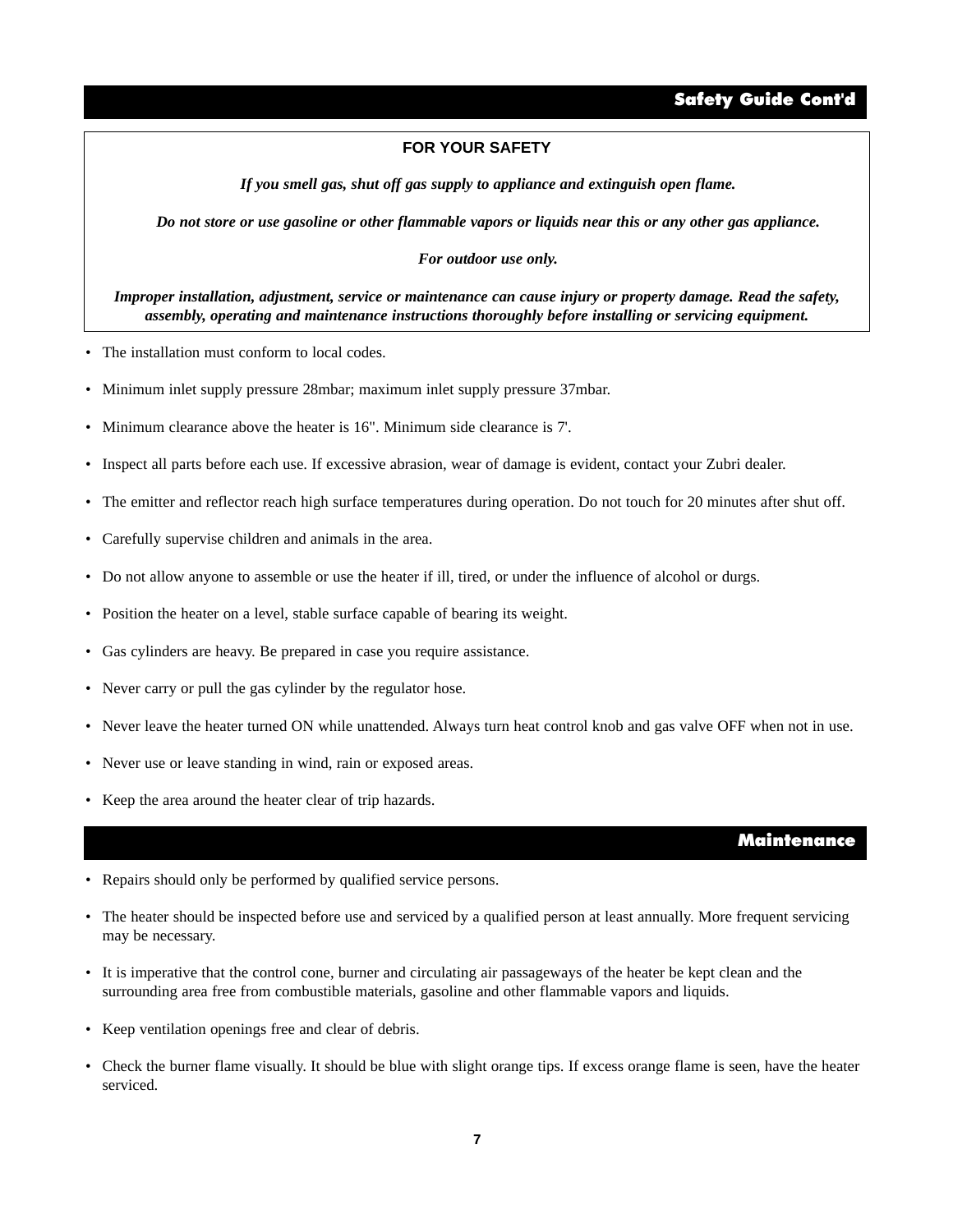## Safety Guide Cont'd

**FOR YOUR SAFETY**

***If you smell gas, shut off gas supply to appliance and extinguish open flame.***

***Do not store or use gasoline or other flammable vapors or liquids near this or any other gas appliance.***

***For outdoor use only.***

***Improper installation, adjustment, service or maintenance can cause injury or property damage. Read the safety, assembly, operating and maintenance instructions thoroughly before installing or servicing equipment.***

- The installation must conform to local codes.
- Minimum inlet supply pressure 28mbar; maximum inlet supply pressure 37mbar.
- Minimum clearance above the heater is 16". Minimum side clearance is 7'.
- Inspect all parts before each use. If excessive abrasion, wear of damage is evident, contact your Zubri dealer.
- The emitter and reflector reach high surface temperatures during operation. Do not touch for 20 minutes after shut off.
- Carefully supervise children and animals in the area.
- Do not allow anyone to assemble or use the heater if ill, tired, or under the influence of alcohol or durgs.
- Position the heater on a level, stable surface capable of bearing its weight.
- Gas cylinders are heavy. Be prepared in case you require assistance.
- Never carry or pull the gas cylinder by the regulator hose.
- Never leave the heater turned ON while unattended. Always turn heat control knob and gas valve OFF when not in use.
- Never use or leave standing in wind, rain or exposed areas.
- Keep the area around the heater clear of trip hazards.

## Maintenance

- Repairs should only be performed by qualified service persons.
- The heater should be inspected before use and serviced by a qualified person at least annually. More frequent servicing may be necessary.
- It is imperative that the control cone, burner and circulating air passageways of the heater be kept clean and the surrounding area free from combustible materials, gasoline and other flammable vapors and liquids.
- Keep ventilation openings free and clear of debris.
- Check the burner flame visually. It should be blue with slight orange tips. If excess orange flame is seen, have the heater serviced.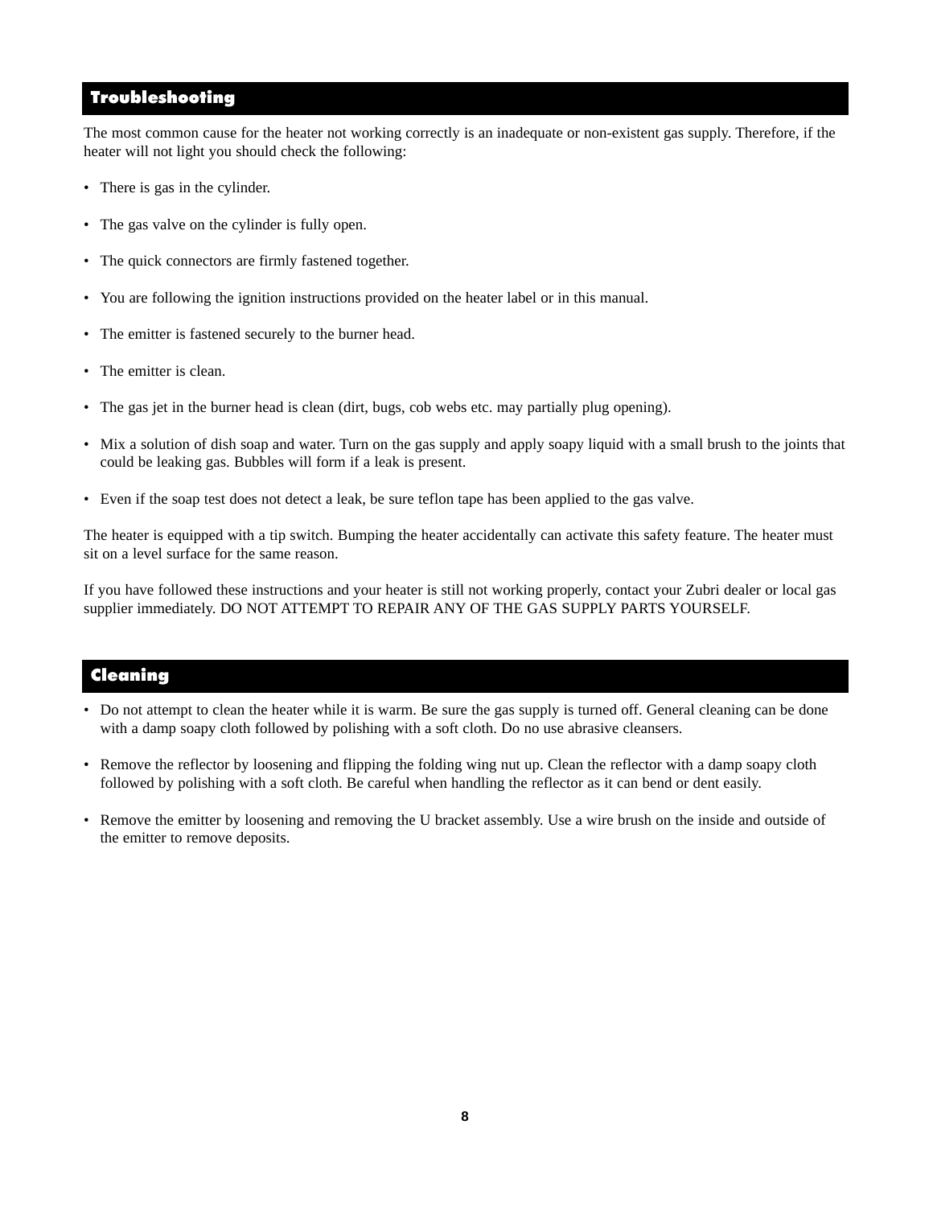## Troubleshooting

The most common cause for the heater not working correctly is an inadequate or non-existent gas supply. Therefore, if the heater will not light you should check the following:

- There is gas in the cylinder.
- The gas valve on the cylinder is fully open.
- The quick connectors are firmly fastened together.
- You are following the ignition instructions provided on the heater label or in this manual.
- The emitter is fastened securely to the burner head.
- The emitter is clean.
- The gas jet in the burner head is clean (dirt, bugs, cob webs etc. may partially plug opening).
- Mix a solution of dish soap and water. Turn on the gas supply and apply soapy liquid with a small brush to the joints that could be leaking gas. Bubbles will form if a leak is present.
- Even if the soap test does not detect a leak, be sure teflon tape has been applied to the gas valve.

The heater is equipped with a tip switch. Bumping the heater accidentally can activate this safety feature. The heater must sit on a level surface for the same reason.

If you have followed these instructions and your heater is still not working properly, contact your Zubri dealer or local gas supplier immediately. DO NOT ATTEMPT TO REPAIR ANY OF THE GAS SUPPLY PARTS YOURSELF.

## Cleaning

- Do not attempt to clean the heater while it is warm. Be sure the gas supply is turned off. General cleaning can be done with a damp soapy cloth followed by polishing with a soft cloth. Do no use abrasive cleansers.
- Remove the reflector by loosening and flipping the folding wing nut up. Clean the reflector with a damp soapy cloth followed by polishing with a soft cloth. Be careful when handling the reflector as it can bend or dent easily.
- Remove the emitter by loosening and removing the U bracket assembly. Use a wire brush on the inside and outside of the emitter to remove deposits.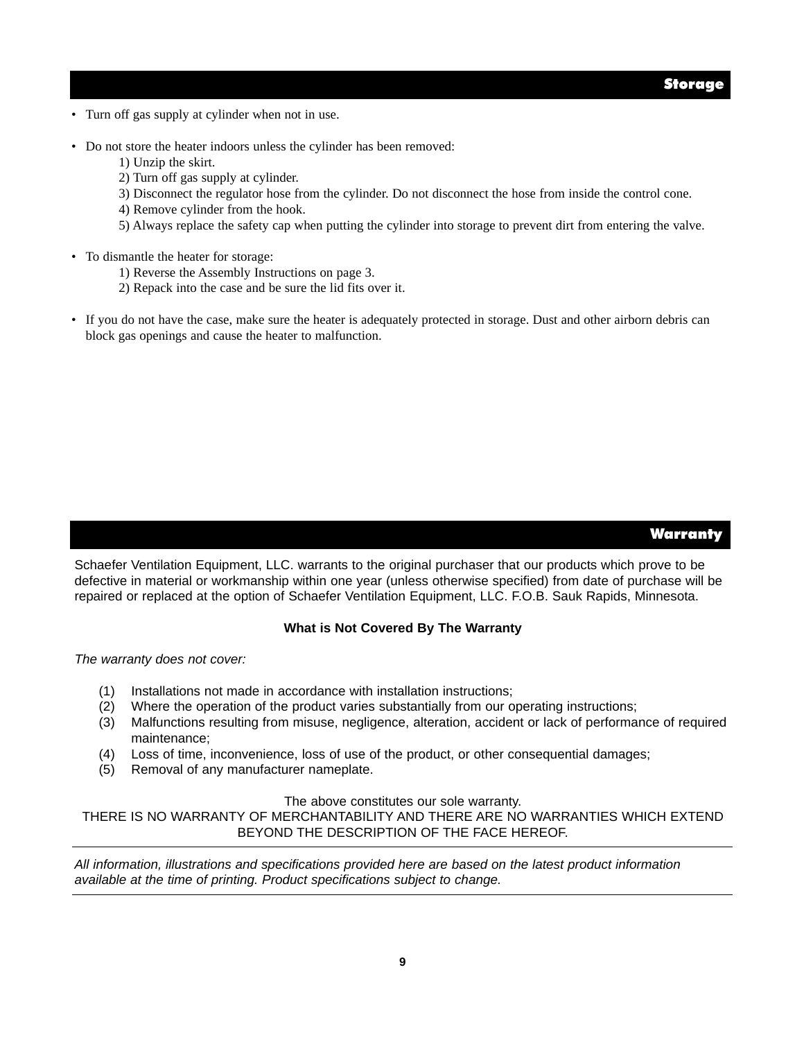## Storage

- Turn off gas supply at cylinder when not in use.

- Do not store the heater indoors unless the cylinder has been removed:
  1) Unzip the skirt.
  2) Turn off gas supply at cylinder.
  3) Disconnect the regulator hose from the cylinder. Do not disconnect the hose from inside the control cone.
  4) Remove cylinder from the hook.
  5) Always replace the safety cap when putting the cylinder into storage to prevent dirt from entering the valve.

- To dismantle the heater for storage:
  1) Reverse the Assembly Instructions on page 3.
  2) Repack into the case and be sure the lid fits over it.

- If you do not have the case, make sure the heater is adequately protected in storage. Dust and other airborn debris can block gas openings and cause the heater to malfunction.

## Warranty

Schaefer Ventilation Equipment, LLC. warrants to the original purchaser that our products which prove to be defective in material or workmanship within one year (unless otherwise specified) from date of purchase will be repaired or replaced at the option of Schaefer Ventilation Equipment, LLC. F.O.B. Sauk Rapids, Minnesota.

**What is Not Covered By The Warranty**

*The warranty does not cover:*

(1) Installations not made in accordance with installation instructions;
(2) Where the operation of the product varies substantially from our operating instructions;
(3) Malfunctions resulting from misuse, negligence, alteration, accident or lack of performance of required maintenance;
(4) Loss of time, inconvenience, loss of use of the product, or other consequential damages;
(5) Removal of any manufacturer nameplate.

The above constitutes our sole warranty.
THERE IS NO WARRANTY OF MERCHANTABILITY AND THERE ARE NO WARRANTIES WHICH EXTEND BEYOND THE DESCRIPTION OF THE FACE HEREOF.

---

*All information, illustrations and specifications provided here are based on the latest product information available at the time of printing. Product specifications subject to change.*

---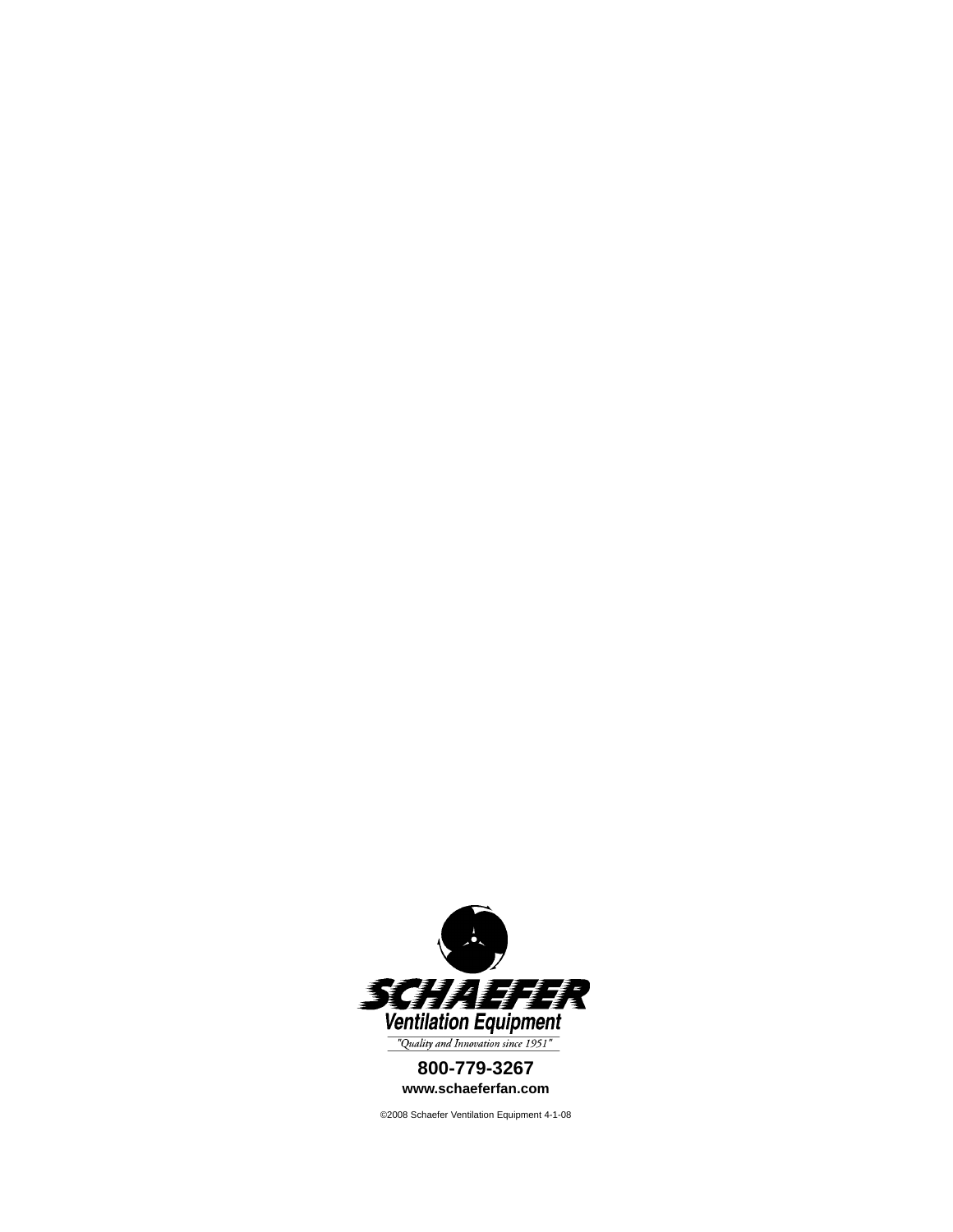SCHAEFER

Ventilation Equipment

"Quality and Innovation since 1951"

**800-779-3267**

**www.schaeferfan.com**

©2008 Schaefer Ventilation Equipment 4-1-08